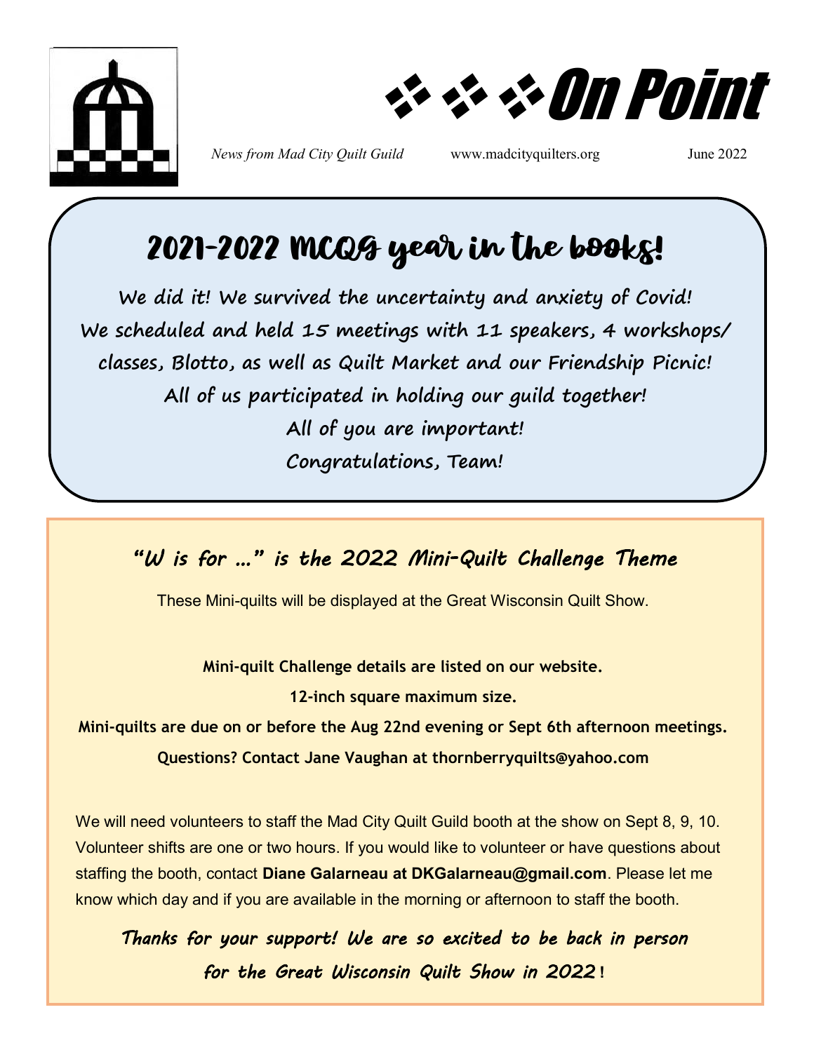# On Point

*News from Mad City Quilt Guild* www.madcityquilters.org June 2022

## 2021-2022 MCQG year in the books!

**We did it! We survived the uncertainty and anxiety of Covid!**
**We scheduled and held 15 meetings with 11 speakers, 4 workshops/ classes, Blotto, as well as Quilt Market and our Friendship Picnic!**
**All of us participated in holding our guild together!**
**All of you are important!**
**Congratulations, Team!**

## *"W is for …" is the 2022 Mini-Quilt Challenge Theme*

These Mini-quilts will be displayed at the Great Wisconsin Quilt Show.

**Mini-quilt Challenge details are listed on our website.**

**12-inch square maximum size.**

**Mini-quilts are due on or before the Aug 22nd evening or Sept 6th afternoon meetings.**

**Questions? Contact Jane Vaughan at thornberryquilts@yahoo.com**

We will need volunteers to staff the Mad City Quilt Guild booth at the show on Sept 8, 9, 10. Volunteer shifts are one or two hours. If you would like to volunteer or have questions about staffing the booth, contact **Diane Galarneau at DKGalarneau@gmail.com**. Please let me know which day and if you are available in the morning or afternoon to staff the booth.

***Thanks for your support! We are so excited to be back in person for the Great Wisconsin Quilt Show in 2022!***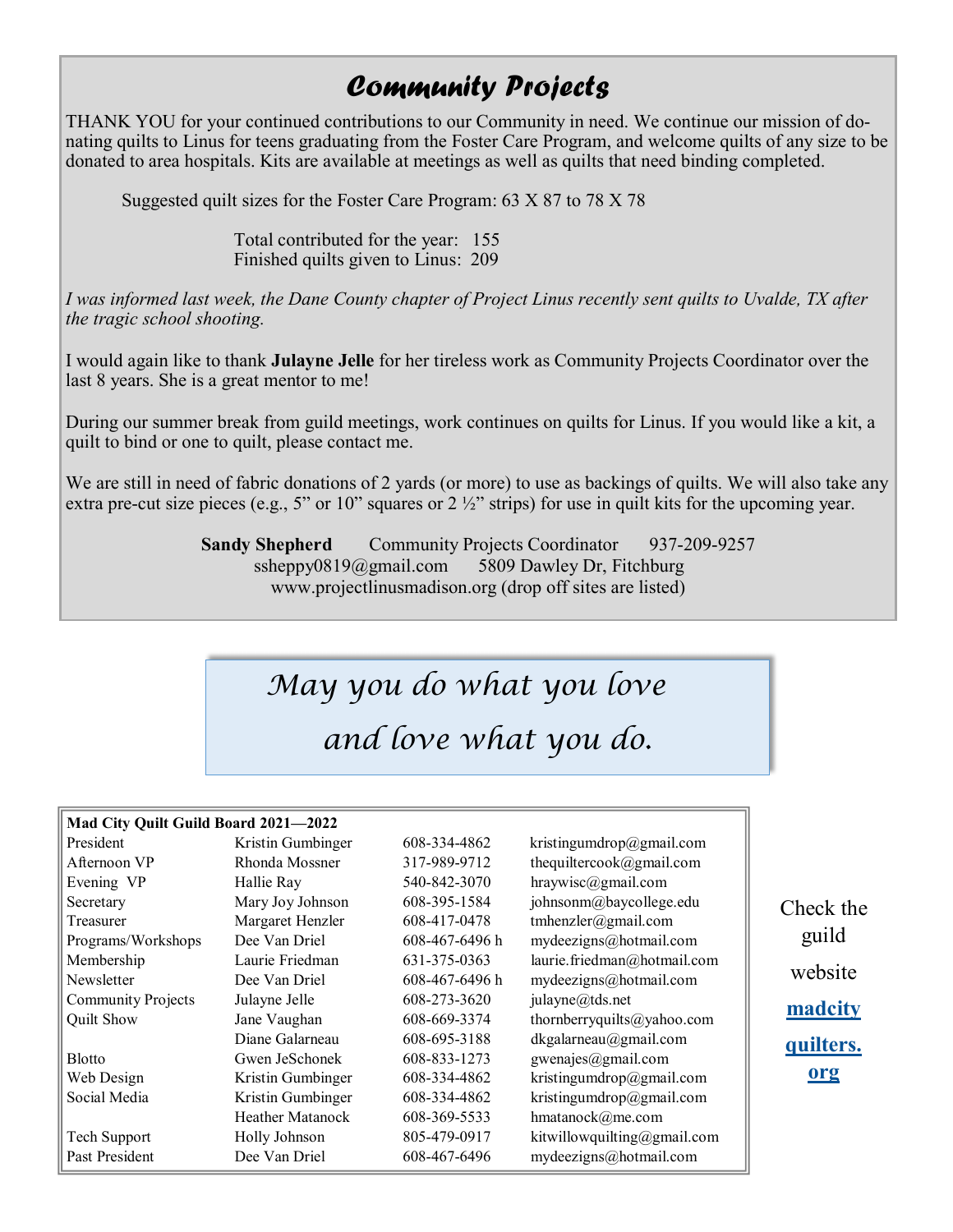## Community Projects

THANK YOU for your continued contributions to our Community in need. We continue our mission of donating quilts to Linus for teens graduating from the Foster Care Program, and welcome quilts of any size to be donated to area hospitals. Kits are available at meetings as well as quilts that need binding completed.

Suggested quilt sizes for the Foster Care Program: 63 X 87 to 78 X 78

Total contributed for the year: 155
Finished quilts given to Linus: 209

*I was informed last week, the Dane County chapter of Project Linus recently sent quilts to Uvalde, TX after the tragic school shooting.*

I would again like to thank **Julayne Jelle** for her tireless work as Community Projects Coordinator over the last 8 years. She is a great mentor to me!

During our summer break from guild meetings, work continues on quilts for Linus. If you would like a kit, a quilt to bind or one to quilt, please contact me.

We are still in need of fabric donations of 2 yards (or more) to use as backings of quilts. We will also take any extra pre-cut size pieces (e.g., 5" or 10" squares or 2 ½" strips) for use in quilt kits for the upcoming year.

**Sandy Shepherd** Community Projects Coordinator 937-209-9257
ssheppy0819@gmail.com 5809 Dawley Dr, Fitchburg
www.projectlinusmadison.org (drop off sites are listed)

*May you do what you love*
*and love what you do.*

**Mad City Quilt Guild Board 2021—2022**

| Position | Name | Phone | Email |
|---|---|---|---|
| President | Kristin Gumbinger | 608-334-4862 | kristingumdrop@gmail.com |
| Afternoon VP | Rhonda Mossner | 317-989-9712 | thequiltercook@gmail.com |
| Evening VP | Hallie Ray | 540-842-3070 | hraywisc@gmail.com |
| Secretary | Mary Joy Johnson | 608-395-1584 | johnsonm@baycollege.edu |
| Treasurer | Margaret Henzler | 608-417-0478 | tmhenzler@gmail.com |
| Programs/Workshops | Dee Van Driel | 608-467-6496 h | mydeezigns@hotmail.com |
| Membership | Laurie Friedman | 631-375-0363 | laurie.friedman@hotmail.com |
| Newsletter | Dee Van Driel | 608-467-6496 h | mydeezigns@hotmail.com |
| Community Projects | Julayne Jelle | 608-273-3620 | julayne@tds.net |
| Quilt Show | Jane Vaughan | 608-669-3374 | thornberryquilts@yahoo.com |
| | Diane Galarneau | 608-695-3188 | dkgalarneau@gmail.com |
| Blotto | Gwen JeSchonek | 608-833-1273 | gwenajes@gmail.com |
| Web Design | Kristin Gumbinger | 608-334-4862 | kristingumdrop@gmail.com |
| Social Media | Kristin Gumbinger | 608-334-4862 | kristingumdrop@gmail.com |
| | Heather Matanock | 608-369-5533 | hmatanock@me.com |
| Tech Support | Holly Johnson | 805-479-0917 | kitwillowquilting@gmail.com |
| Past President | Dee Van Driel | 608-467-6496 | mydeezigns@hotmail.com |

Check the guild website **madcityquilters.org**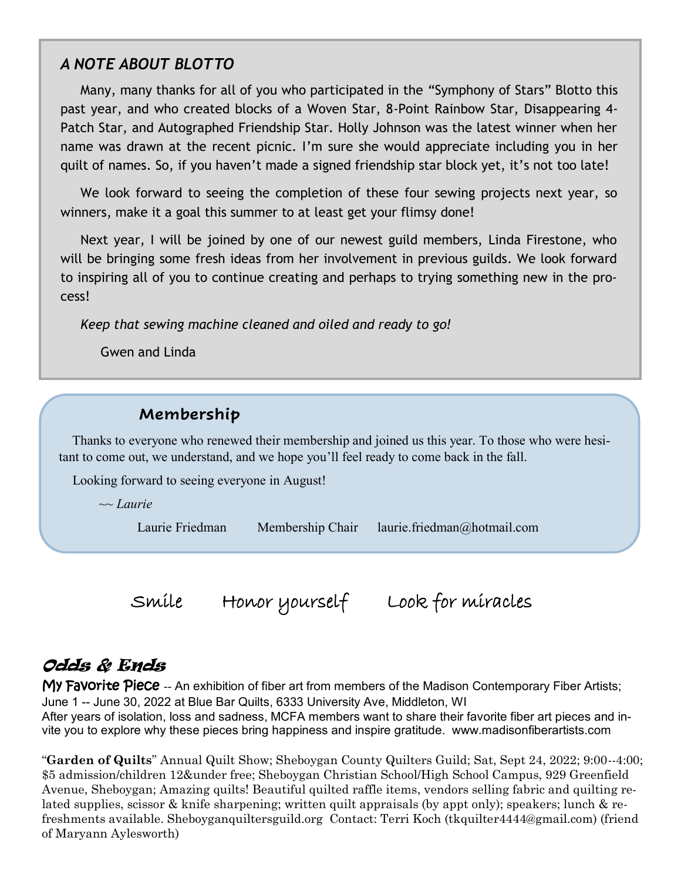## *A NOTE ABOUT BLOTTO*

Many, many thanks for all of you who participated in the "Symphony of Stars" Blotto this past year, and who created blocks of a Woven Star, 8-Point Rainbow Star, Disappearing 4-Patch Star, and Autographed Friendship Star. Holly Johnson was the latest winner when her name was drawn at the recent picnic. I'm sure she would appreciate including you in her quilt of names. So, if you haven't made a signed friendship star block yet, it's not too late!

We look forward to seeing the completion of these four sewing projects next year, so winners, make it a goal this summer to at least get your flimsy done!

Next year, I will be joined by one of our newest guild members, Linda Firestone, who will be bringing some fresh ideas from her involvement in previous guilds. We look forward to inspiring all of you to continue creating and perhaps to trying something new in the process!

*Keep that sewing machine cleaned and oiled and ready to go!*

Gwen and Linda

## Membership

Thanks to everyone who renewed their membership and joined us this year. To those who were hesitant to come out, we understand, and we hope you'll feel ready to come back in the fall.

Looking forward to seeing everyone in August!

*~~ Laurie*

Laurie Friedman Membership Chair laurie.friedman@hotmail.com

Smile Honor yourself Look for miracles

## Odds & Ends

**My Favorite Piece** -- An exhibition of fiber art from members of the Madison Contemporary Fiber Artists; June 1 -- June 30, 2022 at Blue Bar Quilts, 6333 University Ave, Middleton, WI
After years of isolation, loss and sadness, MCFA members want to share their favorite fiber art pieces and invite you to explore why these pieces bring happiness and inspire gratitude. www.madisonfiberartists.com

"**Garden of Quilts**" Annual Quilt Show; Sheboygan County Quilters Guild; Sat, Sept 24, 2022; 9:00--4:00; $5 admission/children 12&under free; Sheboygan Christian School/High School Campus, 929 Greenfield Avenue, Sheboygan; Amazing quilts! Beautiful quilted raffle items, vendors selling fabric and quilting related supplies, scissor & knife sharpening; written quilt appraisals (by appt only); speakers; lunch & refreshments available. Sheboyganquiltersguild.org Contact: Terri Koch (tkquilter4444@gmail.com) (friend of Maryann Aylesworth)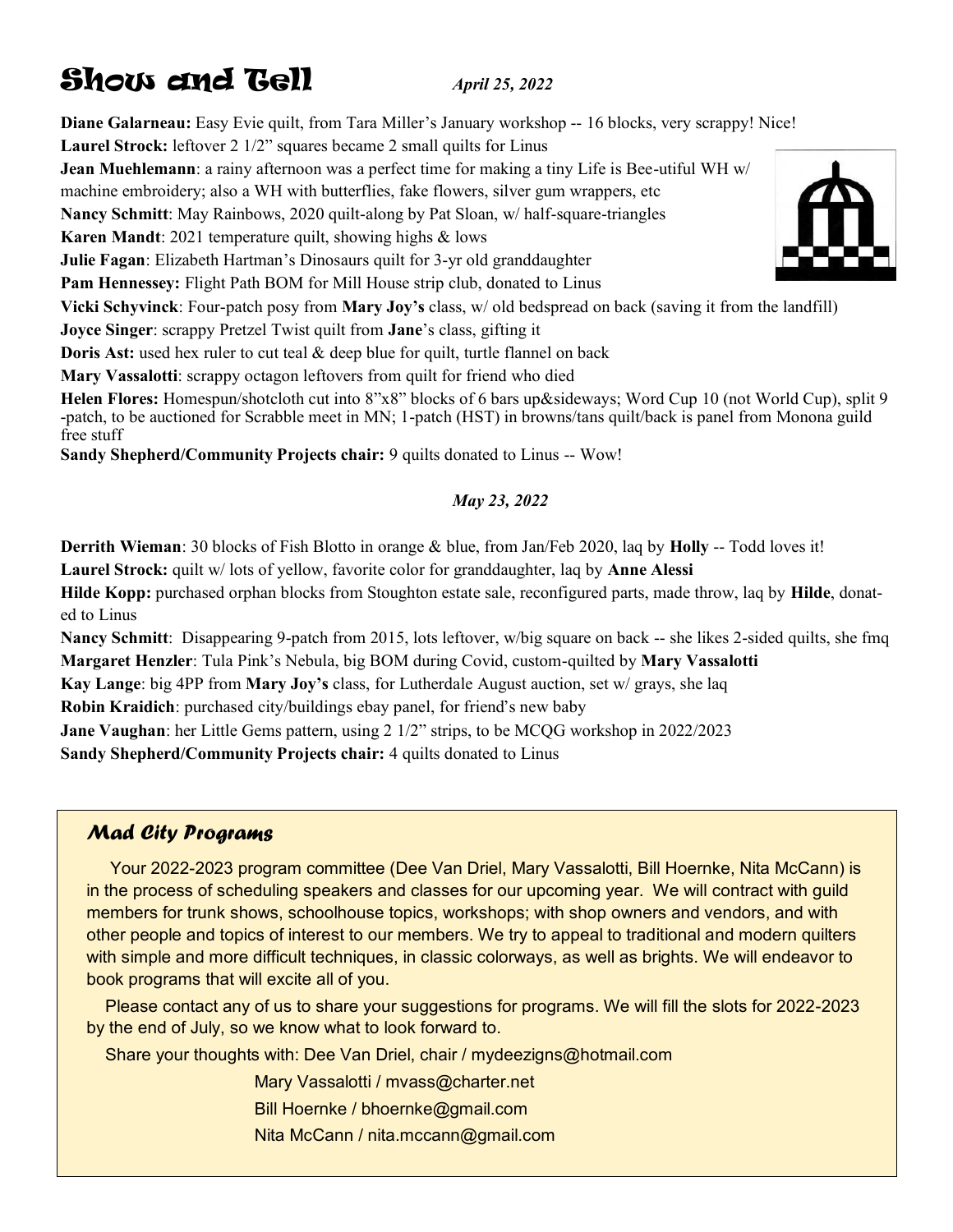# Show and Tell

*April 25, 2022*

**Diane Galarneau:** Easy Evie quilt, from Tara Miller's January workshop -- 16 blocks, very scrappy! Nice!

**Laurel Strock:** leftover 2 1/2" squares became 2 small quilts for Linus

**Jean Muehlemann**: a rainy afternoon was a perfect time for making a tiny Life is Bee-utiful WH w/ machine embroidery; also a WH with butterflies, fake flowers, silver gum wrappers, etc

**Nancy Schmitt**: May Rainbows, 2020 quilt-along by Pat Sloan, w/ half-square-triangles

**Karen Mandt**: 2021 temperature quilt, showing highs & lows

**Julie Fagan**: Elizabeth Hartman's Dinosaurs quilt for 3-yr old granddaughter

**Pam Hennessey:** Flight Path BOM for Mill House strip club, donated to Linus

**Vicki Schyvinck**: Four-patch posy from **Mary Joy's** class, w/ old bedspread on back (saving it from the landfill)

**Joyce Singer**: scrappy Pretzel Twist quilt from **Jane**'s class, gifting it

**Doris Ast:** used hex ruler to cut teal & deep blue for quilt, turtle flannel on back

**Mary Vassalotti**: scrappy octagon leftovers from quilt for friend who died

**Helen Flores:** Homespun/shotcloth cut into 8"x8" blocks of 6 bars up&sideways; Word Cup 10 (not World Cup), split 9-patch, to be auctioned for Scrabble meet in MN; 1-patch (HST) in browns/tans quilt/back is panel from Monona guild free stuff

**Sandy Shepherd/Community Projects chair:** 9 quilts donated to Linus -- Wow!

*May 23, 2022*

**Derrith Wieman**: 30 blocks of Fish Blotto in orange & blue, from Jan/Feb 2020, laq by **Holly** -- Todd loves it!

**Laurel Strock:** quilt w/ lots of yellow, favorite color for granddaughter, laq by **Anne Alessi**

**Hilde Kopp:** purchased orphan blocks from Stoughton estate sale, reconfigured parts, made throw, laq by **Hilde**, donated to Linus

**Nancy Schmitt**: Disappearing 9-patch from 2015, lots leftover, w/big square on back -- she likes 2-sided quilts, she fmq

**Margaret Henzler**: Tula Pink's Nebula, big BOM during Covid, custom-quilted by **Mary Vassalotti**

**Kay Lange**: big 4PP from **Mary Joy's** class, for Lutherdale August auction, set w/ grays, she laq

**Robin Kraidich**: purchased city/buildings ebay panel, for friend's new baby

**Jane Vaughan**: her Little Gems pattern, using 2 1/2" strips, to be MCQG workshop in 2022/2023

**Sandy Shepherd/Community Projects chair:** 4 quilts donated to Linus

## Mad City Programs

Your 2022-2023 program committee (Dee Van Driel, Mary Vassalotti, Bill Hoernke, Nita McCann) is in the process of scheduling speakers and classes for our upcoming year. We will contract with guild members for trunk shows, schoolhouse topics, workshops; with shop owners and vendors, and with other people and topics of interest to our members. We try to appeal to traditional and modern quilters with simple and more difficult techniques, in classic colorways, as well as brights. We will endeavor to book programs that will excite all of you.

Please contact any of us to share your suggestions for programs. We will fill the slots for 2022-2023 by the end of July, so we know what to look forward to.

Share your thoughts with: Dee Van Driel, chair / mydeezigns@hotmail.com

Mary Vassalotti / mvass@charter.net

Bill Hoernke / bhoernke@gmail.com

Nita McCann / nita.mccann@gmail.com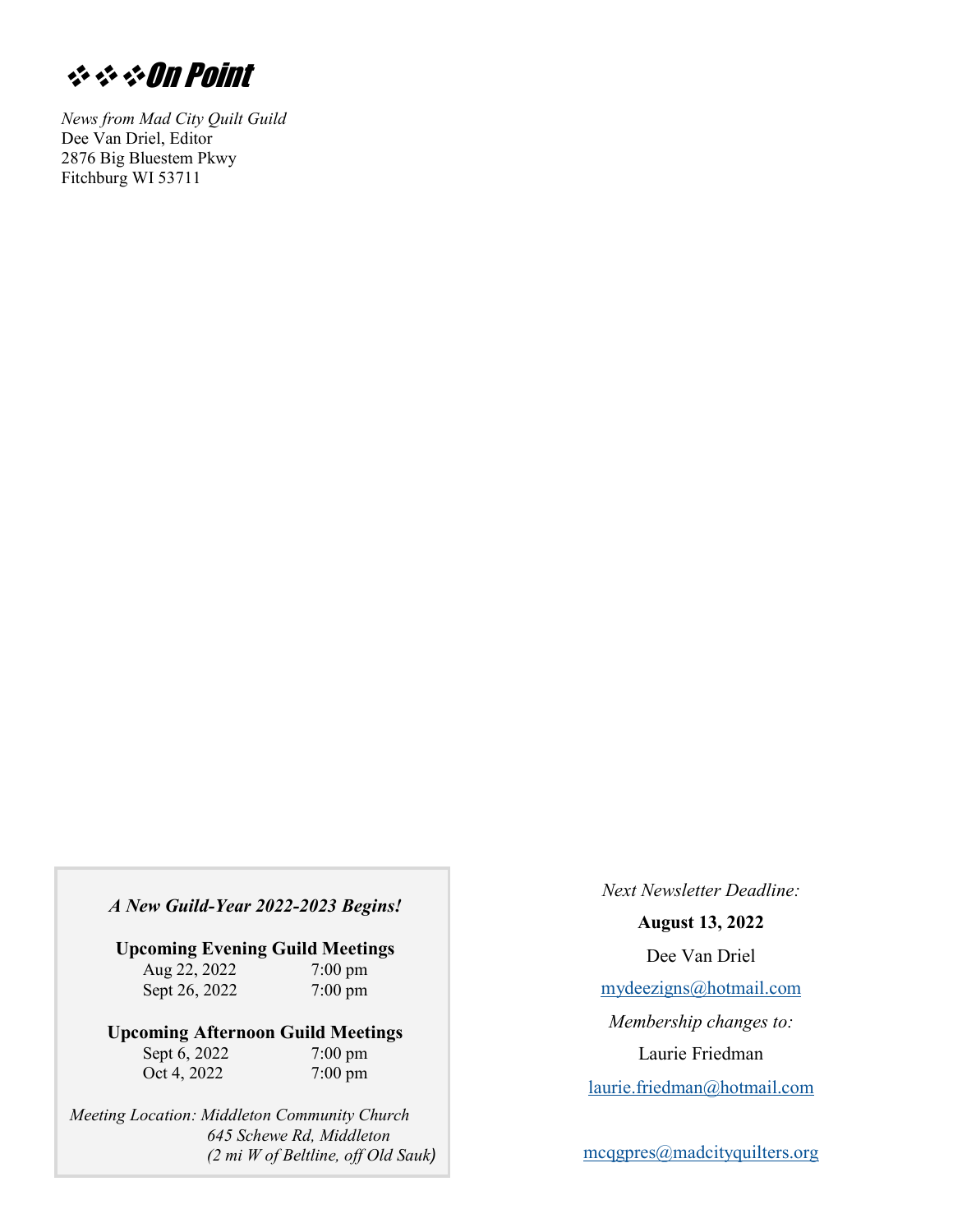# ❖❖❖On Point

*News from Mad City Quilt Guild*
Dee Van Driel, Editor
2876 Big Bluestem Pkwy
Fitchburg WI 53711

***A New Guild-Year 2022-2023 Begins!***

**Upcoming Evening Guild Meetings**

| | |
|---|---|
| Aug 22, 2022 | 7:00 pm |
| Sept 26, 2022 | 7:00 pm |

**Upcoming Afternoon Guild Meetings**

| | |
|---|---|
| Sept 6, 2022 | 7:00 pm |
| Oct 4, 2022 | 7:00 pm |

*Meeting Location: Middleton Community Church*
*645 Schewe Rd, Middleton*
*(2 mi W of Beltline, off Old Sauk)*

*Next Newsletter Deadline:*

**August 13, 2022**

Dee Van Driel

mydeezigns@hotmail.com

*Membership changes to:*

Laurie Friedman

laurie.friedman@hotmail.com

mcqgpres@madcityquilters.org